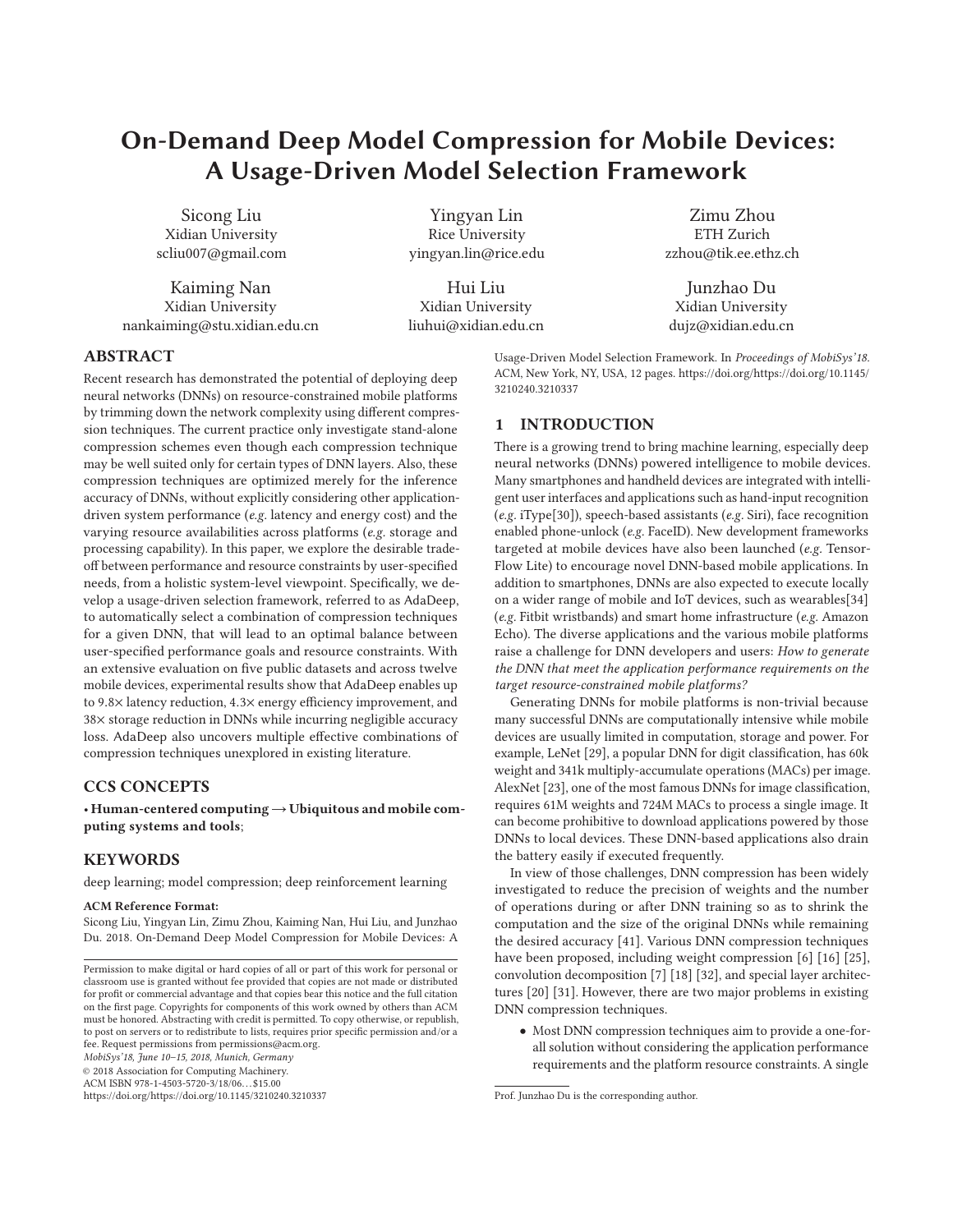# On-Demand Deep Model Compression for Mobile Devices: A Usage-Driven Model Selection Framework

Sicong Liu
Xidian University
scliu007@gmail.com

Yingyan Lin
Rice University
yingyan.lin@rice.edu

Zimu Zhou
ETH Zurich
zzhou@tik.ee.ethz.ch

Kaiming Nan
Xidian University
nankaiming@stu.xidian.edu.cn

Hui Liu
Xidian University
liuhui@xidian.edu.cn

Junzhao Du
Xidian University
dujz@xidian.edu.cn

## ABSTRACT

Recent research has demonstrated the potential of deploying deep neural networks (DNNs) on resource-constrained mobile platforms by trimming down the network complexity using different compression techniques. The current practice only investigate stand-alone compression schemes even though each compression technique may be well suited only for certain types of DNN layers. Also, these compression techniques are optimized merely for the inference accuracy of DNNs, without explicitly considering other application-driven system performance (*e.g.* latency and energy cost) and the varying resource availabilities across platforms (*e.g.* storage and processing capability). In this paper, we explore the desirable tradeoff between performance and resource constraints by user-specified needs, from a holistic system-level viewpoint. Specifically, we develop a usage-driven selection framework, referred to as AdaDeep, to automatically select a combination of compression techniques for a given DNN, that will lead to an optimal balance between user-specified performance goals and resource constraints. With an extensive evaluation on five public datasets and across twelve mobile devices, experimental results show that AdaDeep enables up to 9.8× latency reduction, 4.3× energy efficiency improvement, and 38× storage reduction in DNNs while incurring negligible accuracy loss. AdaDeep also uncovers multiple effective combinations of compression techniques unexplored in existing literature.

## CCS CONCEPTS

• **Human-centered computing → Ubiquitous and mobile computing systems and tools**;

## KEYWORDS

deep learning; model compression; deep reinforcement learning

**ACM Reference Format:**
Sicong Liu, Yingyan Lin, Zimu Zhou, Kaiming Nan, Hui Liu, and Junzhao Du. 2018. On-Demand Deep Model Compression for Mobile Devices: A Usage-Driven Model Selection Framework. In *Proceedings of MobiSys'18.* ACM, New York, NY, USA, 12 pages. https://doi.org/https://doi.org/10.1145/3210240.3210337

Permission to make digital or hard copies of all or part of this work for personal or classroom use is granted without fee provided that copies are not made or distributed for profit or commercial advantage and that copies bear this notice and the full citation on the first page. Copyrights for components of this work owned by others than ACM must be honored. Abstracting with credit is permitted. To copy otherwise, or republish, to post on servers or to redistribute to lists, requires prior specific permission and/or a fee. Request permissions from permissions@acm.org.
*MobiSys'18, June 10–15, 2018, Munich, Germany*
© 2018 Association for Computing Machinery.
ACM ISBN 978-1-4503-5720-3/18/06…$15.00
https://doi.org/https://doi.org/10.1145/3210240.3210337

## 1 INTRODUCTION

There is a growing trend to bring machine learning, especially deep neural networks (DNNs) powered intelligence to mobile devices. Many smartphones and handheld devices are integrated with intelligent user interfaces and applications such as hand-input recognition (*e.g.* iType[30]), speech-based assistants (*e.g.* Siri), face recognition enabled phone-unlock (*e.g.* FaceID). New development frameworks targeted at mobile devices have also been launched (*e.g.* TensorFlow Lite) to encourage novel DNN-based mobile applications. In addition to smartphones, DNNs are also expected to execute locally on a wider range of mobile and IoT devices, such as wearables[34] (*e.g.* Fitbit wristbands) and smart home infrastructure (*e.g.* Amazon Echo). The diverse applications and the various mobile platforms raise a challenge for DNN developers and users: *How to generate the DNN that meet the application performance requirements on the target resource-constrained mobile platforms?*

Generating DNNs for mobile platforms is non-trivial because many successful DNNs are computationally intensive while mobile devices are usually limited in computation, storage and power. For example, LeNet [29], a popular DNN for digit classification, has 60k weight and 341k multiply-accumulate operations (MACs) per image. AlexNet [23], one of the most famous DNNs for image classification, requires 61M weights and 724M MACs to process a single image. It can become prohibitive to download applications powered by those DNNs to local devices. These DNN-based applications also drain the battery easily if executed frequently.

In view of those challenges, DNN compression has been widely investigated to reduce the precision of weights and the number of operations during or after DNN training so as to shrink the computation and the size of the original DNNs while remaining the desired accuracy [41]. Various DNN compression techniques have been proposed, including weight compression [6] [16] [25], convolution decomposition [7] [18] [32], and special layer architectures [20] [31]. However, there are two major problems in existing DNN compression techniques.

- Most DNN compression techniques aim to provide a one-for-all solution without considering the application performance requirements and the platform resource constraints. A single

Prof. Junzhao Du is the corresponding author.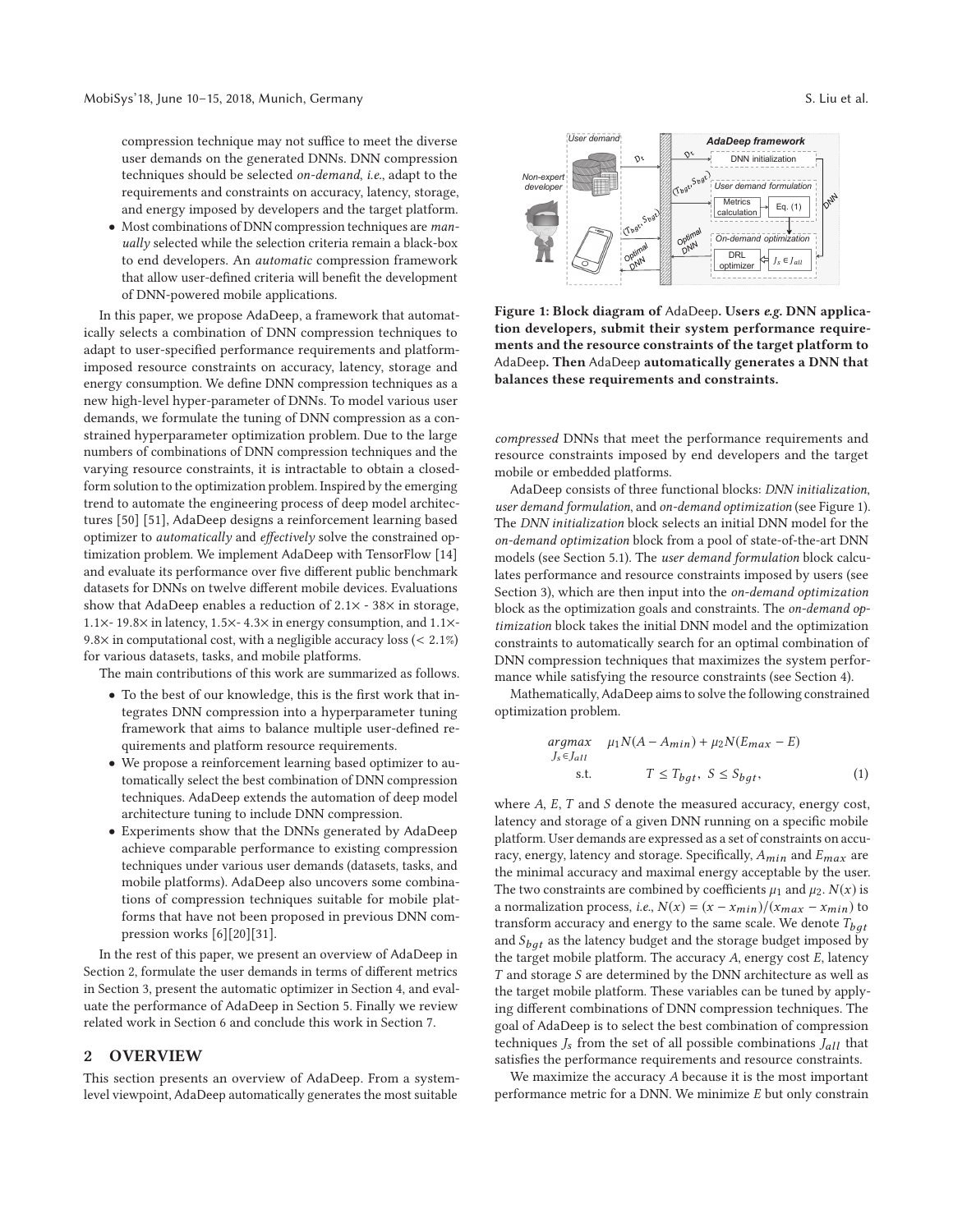compression technique may not suffice to meet the diverse user demands on the generated DNNs. DNN compression techniques should be selected *on-demand*, *i.e.*, adapt to the requirements and constraints on accuracy, latency, storage, and energy imposed by developers and the target platform.

- Most combinations of DNN compression techniques are *manually* selected while the selection criteria remain a black-box to end developers. An *automatic* compression framework that allow user-defined criteria will benefit the development of DNN-powered mobile applications.

In this paper, we propose AdaDeep, a framework that automatically selects a combination of DNN compression techniques to adapt to user-specified performance requirements and platform-imposed resource constraints on accuracy, latency, storage and energy consumption. We define DNN compression techniques as a new high-level hyper-parameter of DNNs. To model various user demands, we formulate the tuning of DNN compression as a constrained hyperparameter optimization problem. Due to the large numbers of combinations of DNN compression techniques and the varying resource constraints, it is intractable to obtain a closed-form solution to the optimization problem. Inspired by the emerging trend to automate the engineering process of deep model architectures [50] [51], AdaDeep designs a reinforcement learning based optimizer to *automatically* and *effectively* solve the constrained optimization problem. We implement AdaDeep with TensorFlow [14] and evaluate its performance over five different public benchmark datasets for DNNs on twelve different mobile devices. Evaluations show that AdaDeep enables a reduction of 2.1× - 38× in storage, 1.1×- 19.8× in latency, 1.5×- 4.3× in energy consumption, and 1.1×- 9.8× in computational cost, with a negligible accuracy loss (< 2.1%) for various datasets, tasks, and mobile platforms.

The main contributions of this work are summarized as follows.

- To the best of our knowledge, this is the first work that integrates DNN compression into a hyperparameter tuning framework that aims to balance multiple user-defined requirements and platform resource requirements.
- We propose a reinforcement learning based optimizer to automatically select the best combination of DNN compression techniques. AdaDeep extends the automation of deep model architecture tuning to include DNN compression.
- Experiments show that the DNNs generated by AdaDeep achieve comparable performance to existing compression techniques under various user demands (datasets, tasks, and mobile platforms). AdaDeep also uncovers some combinations of compression techniques suitable for mobile platforms that have not been proposed in previous DNN compression works [6][20][31].

In the rest of this paper, we present an overview of AdaDeep in Section 2, formulate the user demands in terms of different metrics in Section 3, present the automatic optimizer in Section 4, and evaluate the performance of AdaDeep in Section 5. Finally we review related work in Section 6 and conclude this work in Section 7.

## 2 OVERVIEW

This section presents an overview of AdaDeep. From a system-level viewpoint, AdaDeep automatically generates the most suitable *compressed* DNNs that meet the performance requirements and resource constraints imposed by end developers and the target mobile or embedded platforms.

**Figure 1: Block diagram of AdaDeep. Users *e.g.* DNN application developers, submit their system performance requirements and the resource constraints of the target platform to AdaDeep. Then AdaDeep automatically generates a DNN that balances these requirements and constraints.**

AdaDeep consists of three functional blocks: *DNN initialization*, *user demand formulation*, and *on-demand optimization* (see Figure 1). The *DNN initialization* block selects an initial DNN model for the *on-demand optimization* block from a pool of state-of-the-art DNN models (see Section 5.1). The *user demand formulation* block calculates performance and resource constraints imposed by users (see Section 3), which are then input into the *on-demand optimization* block as the optimization goals and constraints. The *on-demand optimization* block takes the initial DNN model and the optimization constraints to automatically search for an optimal combination of DNN compression techniques that maximizes the system performance while satisfying the resource constraints (see Section 4).

Mathematically, AdaDeep aims to solve the following constrained optimization problem.

$$\underset{J_s \in J_{all}}{argmax} \quad \mu_1 N(A - A_{min}) + \mu_2 N(E_{max} - E)$$
$$\text{s.t.} \qquad T \leq T_{bgt}, \ S \leq S_{bgt}, \tag{1}$$

where $A$, $E$, $T$ and $S$ denote the measured accuracy, energy cost, latency and storage of a given DNN running on a specific mobile platform. User demands are expressed as a set of constraints on accuracy, energy, latency and storage. Specifically, $A_{min}$ and $E_{max}$ are the minimal accuracy and maximal energy acceptable by the user. The two constraints are combined by coefficients $\mu_1$ and $\mu_2$. $N(x)$ is a normalization process, *i.e.*, $N(x) = (x - x_{min})/(x_{max} - x_{min})$ to transform accuracy and energy to the same scale. We denote $T_{bgt}$ and $S_{bgt}$ as the latency budget and the storage budget imposed by the target mobile platform. The accuracy $A$, energy cost $E$, latency $T$ and storage $S$ are determined by the DNN architecture as well as the target mobile platform. These variables can be tuned by applying different combinations of DNN compression techniques. The goal of AdaDeep is to select the best combination of compression techniques $J_s$ from the set of all possible combinations $J_{all}$ that satisfies the performance requirements and resource constraints.

We maximize the accuracy $A$ because it is the most important performance metric for a DNN. We minimize $E$ but only constrain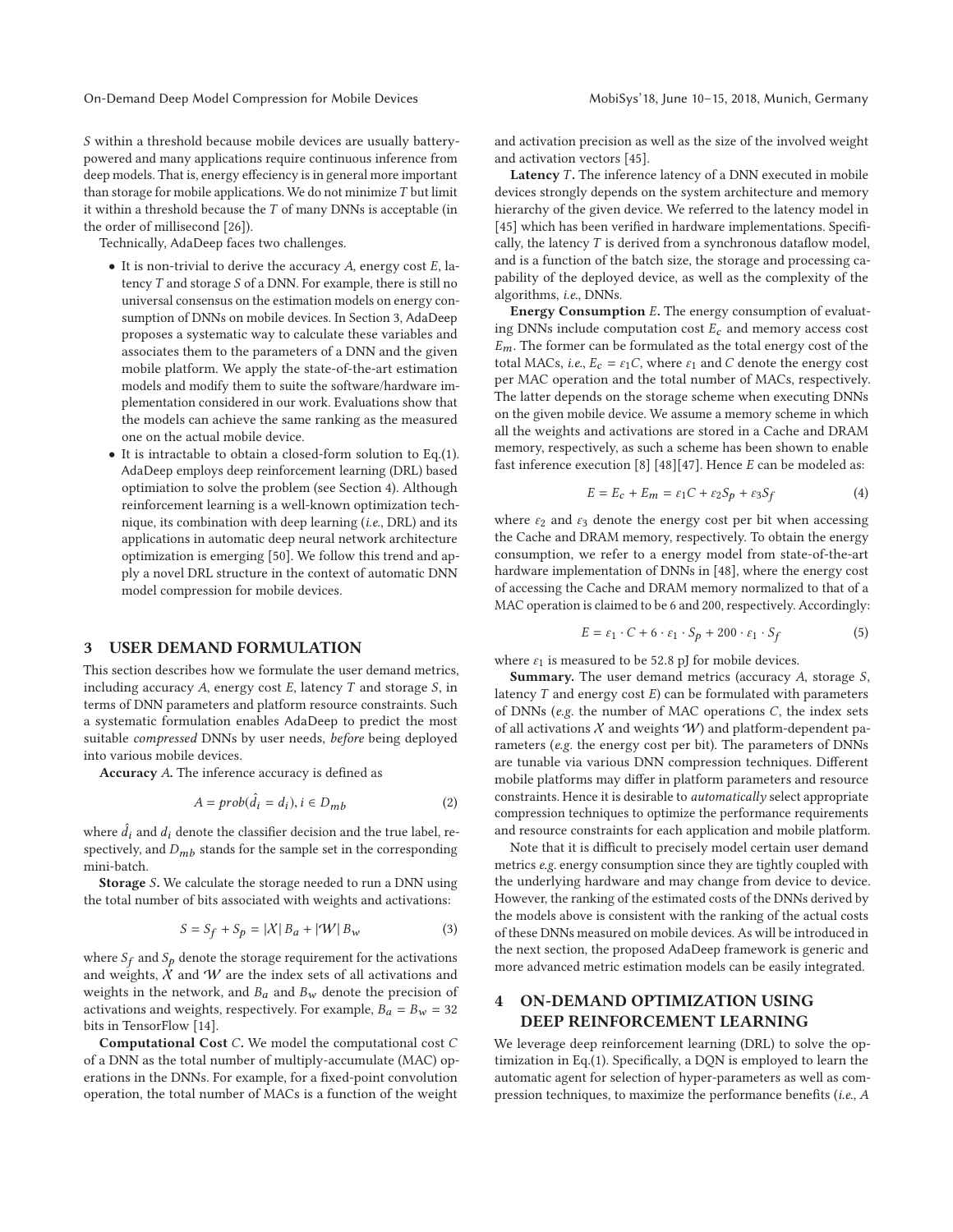$S$ within a threshold because mobile devices are usually battery-powered and many applications require continuous inference from deep models. That is, energy effeciency is in general more important than storage for mobile applications. We do not minimize $T$ but limit it within a threshold because the $T$ of many DNNs is acceptable (in the order of millisecond [26]).

Technically, AdaDeep faces two challenges.

- It is non-trivial to derive the accuracy $A$, energy cost $E$, latency $T$ and storage $S$ of a DNN. For example, there is still no universal consensus on the estimation models on energy consumption of DNNs on mobile devices. In Section 3, AdaDeep proposes a systematic way to calculate these variables and associates them to the parameters of a DNN and the given mobile platform. We apply the state-of-the-art estimation models and modify them to suite the software/hardware implementation considered in our work. Evaluations show that the models can achieve the same ranking as the measured one on the actual mobile device.
- It is intractable to obtain a closed-form solution to Eq.(1). AdaDeep employs deep reinforcement learning (DRL) based optimiation to solve the problem (see Section 4). Although reinforcement learning is a well-known optimization technique, its combination with deep learning (*i.e.*, DRL) and its applications in automatic deep neural network architecture optimization is emerging [50]. We follow this trend and apply a novel DRL structure in the context of automatic DNN model compression for mobile devices.

## 3 USER DEMAND FORMULATION

This section describes how we formulate the user demand metrics, including accuracy $A$, energy cost $E$, latency $T$ and storage $S$, in terms of DNN parameters and platform resource constraints. Such a systematic formulation enables AdaDeep to predict the most suitable *compressed* DNNs by user needs, *before* being deployed into various mobile devices.

**Accuracy $A$.** The inference accuracy is defined as

$$A = prob(\hat{d_i} = d_i), i \in D_{mb} \tag{2}$$

where $\hat{d_i}$ and $d_i$ denote the classifier decision and the true label, respectively, and $D_{mb}$ stands for the sample set in the corresponding mini-batch.

**Storage $S$.** We calculate the storage needed to run a DNN using the total number of bits associated with weights and activations:

$$S = S_f + S_p = |\mathcal{X}|\, B_a + |\mathcal{W}|\, B_w \tag{3}$$

where $S_f$ and $S_p$ denote the storage requirement for the activations and weights, $\mathcal{X}$ and $\mathcal{W}$ are the index sets of all activations and weights in the network, and $B_a$ and $B_w$ denote the precision of activations and weights, respectively. For example, $B_a = B_w = 32$ bits in TensorFlow [14].

**Computational Cost $C$.** We model the computational cost $C$ of a DNN as the total number of multiply-accumulate (MAC) operations in the DNNs. For example, for a fixed-point convolution operation, the total number of MACs is a function of the weight and activation precision as well as the size of the involved weight and activation vectors [45].

**Latency $T$.** The inference latency of a DNN executed in mobile devices strongly depends on the system architecture and memory hierarchy of the given device. We referred to the latency model in [45] which has been verified in hardware implementations. Specifically, the latency $T$ is derived from a synchronous dataflow model, and is a function of the batch size, the storage and processing capability of the deployed device, as well as the complexity of the algorithms, *i.e.*, DNNs.

**Energy Consumption $E$.** The energy consumption of evaluating DNNs include computation cost $E_c$ and memory access cost $E_m$. The former can be formulated as the total energy cost of the total MACs, *i.e.*, $E_c = \varepsilon_1 C$, where $\varepsilon_1$ and $C$ denote the energy cost per MAC operation and the total number of MACs, respectively. The latter depends on the storage scheme when executing DNNs on the given mobile device. We assume a memory scheme in which all the weights and activations are stored in a Cache and DRAM memory, respectively, as such a scheme has been shown to enable fast inference execution [8] [48][47]. Hence $E$ can be modeled as:

$$E = E_c + E_m = \varepsilon_1 C + \varepsilon_2 S_p + \varepsilon_3 S_f \tag{4}$$

where $\varepsilon_2$ and $\varepsilon_3$ denote the energy cost per bit when accessing the Cache and DRAM memory, respectively. To obtain the energy consumption, we refer to a energy model from state-of-the-art hardware implementation of DNNs in [48], where the energy cost of accessing the Cache and DRAM memory normalized to that of a MAC operation is claimed to be 6 and 200, respectively. Accordingly:

$$E = \varepsilon_1 \cdot C + 6 \cdot \varepsilon_1 \cdot S_p + 200 \cdot \varepsilon_1 \cdot S_f \tag{5}$$

where $\varepsilon_1$ is measured to be 52.8 pJ for mobile devices.

**Summary.** The user demand metrics (accuracy $A$, storage $S$, latency $T$ and energy cost $E$) can be formulated with parameters of DNNs (*e.g.* the number of MAC operations $C$, the index sets of all activations $\mathcal{X}$ and weights $\mathcal{W}$) and platform-dependent parameters (*e.g.* the energy cost per bit). The parameters of DNNs are tunable via various DNN compression techniques. Different mobile platforms may differ in platform parameters and resource constraints. Hence it is desirable to *automatically* select appropriate compression techniques to optimize the performance requirements and resource constraints for each application and mobile platform.

Note that it is difficult to precisely model certain user demand metrics *e.g.* energy consumption since they are tightly coupled with the underlying hardware and may change from device to device. However, the ranking of the estimated costs of the DNNs derived by the models above is consistent with the ranking of the actual costs of these DNNs measured on mobile devices. As will be introduced in the next section, the proposed AdaDeep framework is generic and more advanced metric estimation models can be easily integrated.

## 4 ON-DEMAND OPTIMIZATION USING DEEP REINFORCEMENT LEARNING

We leverage deep reinforcement learning (DRL) to solve the optimization in Eq.(1). Specifically, a DQN is employed to learn the automatic agent for selection of hyper-parameters as well as compression techniques, to maximize the performance benefits (*i.e.*, $A$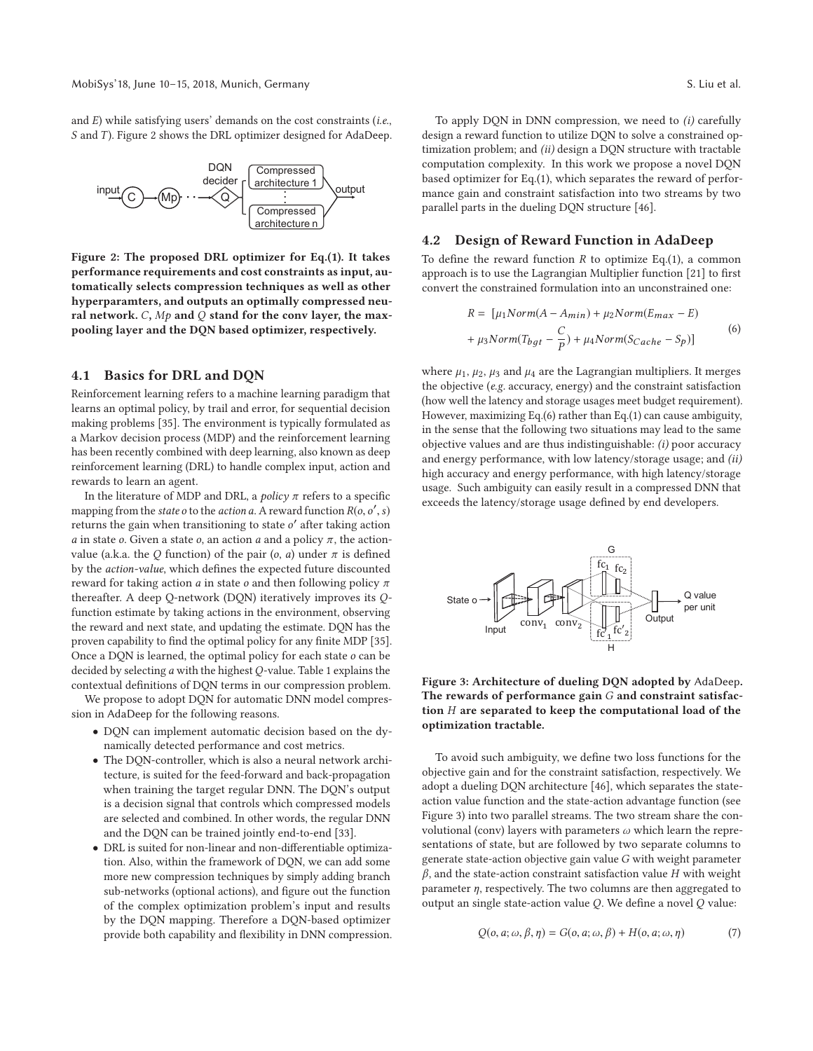and $E$) while satisfying users' demands on the cost constraints (*i.e.*, $S$ and $T$). Figure 2 shows the DRL optimizer designed for AdaDeep.

**Figure 2: The proposed DRL optimizer for Eq.(1). It takes performance requirements and cost constraints as input, automatically selects compression techniques as well as other hyperparamters, and outputs an optimally compressed neural network. $C$, $Mp$ and $Q$ stand for the conv layer, the max-pooling layer and the DQN based optimizer, respectively.**

### 4.1 Basics for DRL and DQN

Reinforcement learning refers to a machine learning paradigm that learns an optimal policy, by trail and error, for sequential decision making problems [35]. The environment is typically formulated as a Markov decision process (MDP) and the reinforcement learning has been recently combined with deep learning, also known as deep reinforcement learning (DRL) to handle complex input, action and rewards to learn an agent.

In the literature of MDP and DRL, a *policy* $\pi$ refers to a specific mapping from the *state* $o$ to the *action* $a$. A reward function $R(o, o', s)$ returns the gain when transitioning to state $o'$ after taking action $a$ in state $o$. Given a state $o$, an action $a$ and a policy $\pi$, the action-value (a.k.a. the $Q$ function) of the pair $(o, a)$ under $\pi$ is defined by the *action-value*, which defines the expected future discounted reward for taking action $a$ in state $o$ and then following policy $\pi$ thereafter. A deep Q-network (DQN) iteratively improves its $Q$-function estimate by taking actions in the environment, observing the reward and next state, and updating the estimate. DQN has the proven capability to find the optimal policy for any finite MDP [35]. Once a DQN is learned, the optimal policy for each state $o$ can be decided by selecting $a$ with the highest $Q$-value. Table 1 explains the contextual definitions of DQN terms in our compression problem.

We propose to adopt DQN for automatic DNN model compression in AdaDeep for the following reasons.

- DQN can implement automatic decision based on the dynamically detected performance and cost metrics.
- The DQN-controller, which is also a neural network architecture, is suited for the feed-forward and back-propagation when training the target regular DNN. The DQN's output is a decision signal that controls which compressed models are selected and combined. In other words, the regular DNN and the DQN can be trained jointly end-to-end [33].
- DRL is suited for non-linear and non-differentiable optimization. Also, within the framework of DQN, we can add some more new compression techniques by simply adding branch sub-networks (optional actions), and figure out the function of the complex optimization problem's input and results by the DQN mapping. Therefore a DQN-based optimizer provide both capability and flexibility in DNN compression.

To apply DQN in DNN compression, we need to *(i)* carefully design a reward function to utilize DQN to solve a constrained optimization problem; and *(ii)* design a DQN structure with tractable computation complexity. In this work we propose a novel DQN based optimizer for Eq.(1), which separates the reward of performance gain and constraint satisfaction into two streams by two parallel parts in the dueling DQN structure [46].

### 4.2 Design of Reward Function in AdaDeep

To define the reward function $R$ to optimize Eq.(1), a common approach is to use the Lagrangian Multiplier function [21] to first convert the constrained formulation into an unconstrained one:

$$R = [\mu_1 Norm(A - A_{min}) + \mu_2 Norm(E_{max} - E) + \mu_3 Norm(T_{bgt} - \frac{C}{P}) + \mu_4 Norm(S_{Cache} - S_p)] \tag{6}$$

where $\mu_1$, $\mu_2$, $\mu_3$ and $\mu_4$ are the Lagrangian multipliers. It merges the objective (*e.g.* accuracy, energy) and the constraint satisfaction (how well the latency and storage usages meet budget requirement). However, maximizing Eq.(6) rather than Eq.(1) can cause ambiguity, in the sense that the following two situations may lead to the same objective values and are thus indistinguishable: *(i)* poor accuracy and energy performance, with low latency/storage usage; and *(ii)* high accuracy and energy performance, with high latency/storage usage. Such ambiguity can easily result in a compressed DNN that exceeds the latency/storage usage defined by end developers.

**Figure 3: Architecture of dueling DQN adopted by AdaDeep. The rewards of performance gain $G$ and constraint satisfaction $H$ are separated to keep the computational load of the optimization tractable.**

To avoid such ambiguity, we define two loss functions for the objective gain and for the constraint satisfaction, respectively. We adopt a dueling DQN architecture [46], which separates the state-action value function and the state-action advantage function (see Figure 3) into two parallel streams. The two stream share the convolutional (conv) layers with parameters $\omega$ which learn the representations of state, but are followed by two separate columns to generate state-action objective gain value $G$ with weight parameter $\beta$, and the state-action constraint satisfaction value $H$ with weight parameter $\eta$, respectively. The two columns are then aggregated to output an single state-action value $Q$. We define a novel $Q$ value:

$$Q(o, a; \omega, \beta, \eta) = G(o, a; \omega, \beta) + H(o, a; \omega, \eta) \tag{7}$$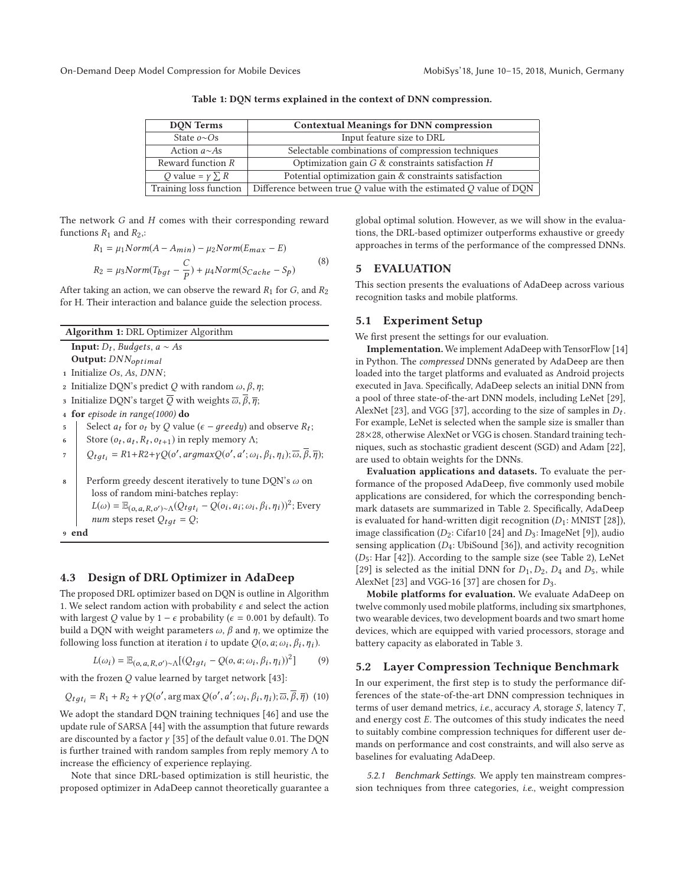Table 1: DQN terms explained in the context of DNN compression.

| DQN Terms | Contextual Meanings for DNN compression |
|---|---|
| State $o \sim Os$ | Input feature size to DRL |
| Action $a \sim As$ | Selectable combinations of compression techniques |
| Reward function $R$ | Optimization gain $G$ & constraints satisfaction $H$ |
| $Q$ value = $\gamma \sum R$ | Potential optimization gain & constraints satisfaction |
| Training loss function | Difference between true $Q$ value with the estimated $Q$ value of DQN |

The network $G$ and $H$ comes with their corresponding reward functions $R_1$ and $R_2$,:

$$
\begin{aligned}
R_1 &= \mu_1 Norm(A - A_{min}) - \mu_2 Norm(E_{max} - E) \\
R_2 &= \mu_3 Norm(T_{bgt} - \frac{C}{P}) + \mu_4 Norm(S_{Cache} - S_p)
\end{aligned}
\tag{8}
$$

After taking an action, we can observe the reward $R_1$ for $G$, and $R_2$ for H. Their interaction and balance guide the selection process.

**Algorithm 1:** DRL Optimizer Algorithm

**Input:** $D_t$, *Budgets*, $a \sim As$

**Output:** $DNN_{optimal}$

1. Initialize $Os$, $As$, $DNN$;
2. Initialize DQN's predict $Q$ with random $\omega, \beta, \eta$;
3. Initialize DQN's target $\overline{Q}$ with weights $\overline{\omega}, \overline{\beta}, \overline{\eta}$;
4. **for** *episode in range(1000)* **do**
5. Select $a_t$ for $o_t$ by $Q$ value ($\epsilon - greedy$) and observe $R_t$;
6. Store $(o_t, a_t, R_t, o_{t+1})$ in reply memory $\Lambda$;
7. $Q_{tgt_i} = R1 + R2 + \gamma Q(o', argmaxQ(o', a'; \omega_i, \beta_i, \eta_i); \overline{\omega}, \overline{\beta}, \overline{\eta})$;
8. Perform greedy descent iteratively to tune DQN's $\omega$ on loss of random mini-batches replay: $L(\omega) = \mathbb{E}_{(o,a,R,o') \sim \Lambda}(Q_{tgt_i} - Q(o_i, a_i; \omega_i, \beta_i, \eta_i))^2$; Every *num* steps reset $Q_{tgt} = Q$;
9. **end**

### 4.3 Design of DRL Optimizer in AdaDeep

The proposed DRL optimizer based on DQN is outline in Algorithm 1. We select random action with probability $\epsilon$ and select the action with largest $Q$ value by $1 - \epsilon$ probability ($\epsilon = 0.001$ by default). To build a DQN with weight parameters $\omega$, $\beta$ and $\eta$, we optimize the following loss function at iteration $i$ to update $Q(o, a; \omega_i, \beta_i, \eta_i)$.

$$
L(\omega_i) = \mathbb{E}_{(o,a,R,o') \sim \Lambda}[(Q_{tgt_i} - Q(o, a; \omega_i, \beta_i, \eta_i))^2] \tag{9}
$$

with the frozen $Q$ value learned by target network [43]:

$$
Q_{tgt_i} = R_1 + R_2 + \gamma Q(o', \arg\max Q(o', a'; \omega_i, \beta_i, \eta_i); \overline{\omega}, \overline{\beta}, \overline{\eta}) \tag{10}
$$

We adopt the standard DQN training techniques [46] and use the update rule of SARSA [44] with the assumption that future rewards are discounted by a factor $\gamma$ [35] of the default value 0.01. The DQN is further trained with random samples from reply memory $\Lambda$ to increase the efficiency of experience replaying.

Note that since DRL-based optimization is still heuristic, the proposed optimizer in AdaDeep cannot theoretically guarantee a global optimal solution. However, as we will show in the evaluations, the DRL-based optimizer outperforms exhaustive or greedy approaches in terms of the performance of the compressed DNNs.

## 5 EVALUATION

This section presents the evaluations of AdaDeep across various recognition tasks and mobile platforms.

### 5.1 Experiment Setup

We first present the settings for our evaluation.

**Implementation.** We implement AdaDeep with TensorFlow [14] in Python. The *compressed* DNNs generated by AdaDeep are then loaded into the target platforms and evaluated as Android projects executed in Java. Specifically, AdaDeep selects an initial DNN from a pool of three state-of-the-art DNN models, including LeNet [29], AlexNet [23], and VGG [37], according to the size of samples in $D_t$. For example, LeNet is selected when the sample size is smaller than 28×28, otherwise AlexNet or VGG is chosen. Standard training techniques, such as stochastic gradient descent (SGD) and Adam [22], are used to obtain weights for the DNNs.

**Evaluation applications and datasets.** To evaluate the performance of the proposed AdaDeep, five commonly used mobile applications are considered, for which the corresponding benchmark datasets are summarized in Table 2. Specifically, AdaDeep is evaluated for hand-written digit recognition ($D_1$: MNIST [28]), image classification ($D_2$: Cifar10 [24] and $D_3$: ImageNet [9]), audio sensing application ($D_4$: UbiSound [36]), and activity recognition ($D_5$: Har [42]). According to the sample size (see Table 2), LeNet [29] is selected as the initial DNN for $D_1, D_2, D_4$ and $D_5$, while AlexNet [23] and VGG-16 [37] are chosen for $D_3$.

**Mobile platforms for evaluation.** We evaluate AdaDeep on twelve commonly used mobile platforms, including six smartphones, two wearable devices, two development boards and two smart home devices, which are equipped with varied processors, storage and battery capacity as elaborated in Table 3.

### 5.2 Layer Compression Technique Benchmark

In our experiment, the first step is to study the performance differences of the state-of-the-art DNN compression techniques in terms of user demand metrics, *i.e.*, accuracy $A$, storage $S$, latency $T$, and energy cost $E$. The outcomes of this study indicates the need to suitably combine compression techniques for different user demands on performance and cost constraints, and will also serve as baselines for evaluating AdaDeep.

*5.2.1 Benchmark Settings.* We apply ten mainstream compression techniques from three categories, *i.e.*, weight compression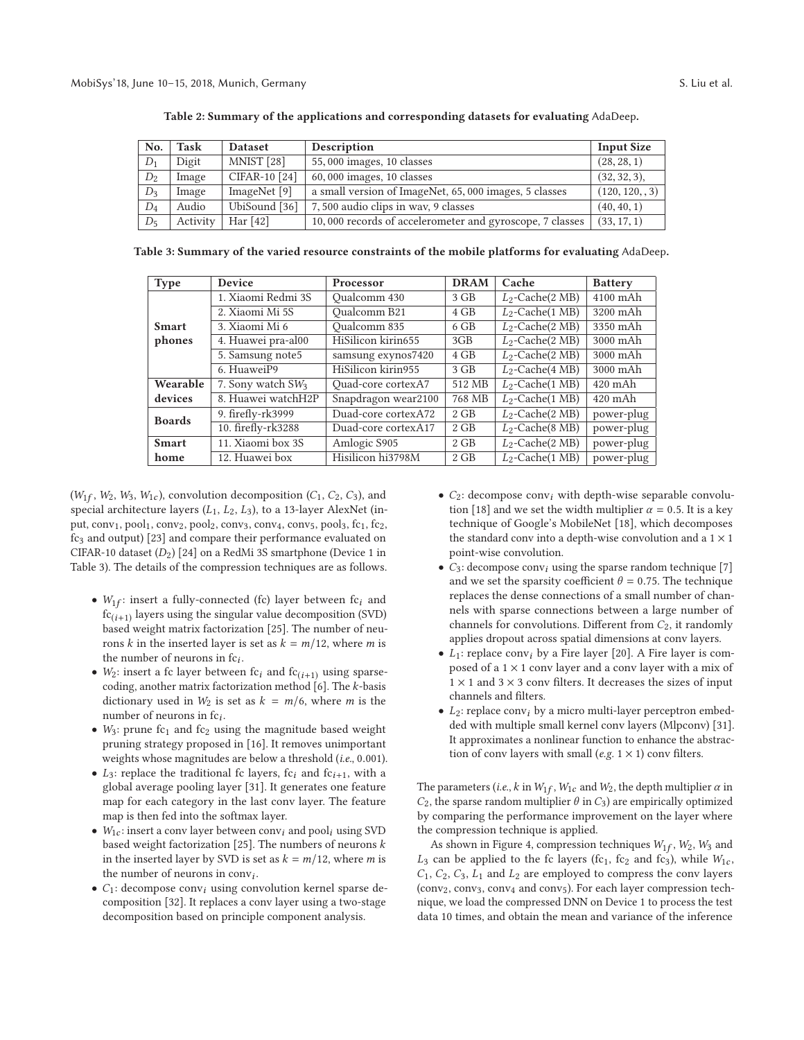**Table 2: Summary of the applications and corresponding datasets for evaluating AdaDeep.**

| No. | Task | Dataset | Description | Input Size |
| --- | --- | --- | --- | --- |
| $D_1$ | Digit | MNIST [28] | 55,000 images, 10 classes | (28, 28, 1) |
| $D_2$ | Image | CIFAR-10 [24] | 60,000 images, 10 classes | (32, 32, 3), |
| $D_3$ | Image | ImageNet [9] | a small version of ImageNet, 65,000 images, 5 classes | (120, 120, , 3) |
| $D_4$ | Audio | UbiSound [36] | 7,500 audio clips in wav, 9 classes | (40, 40, 1) |
| $D_5$ | Activity | Har [42] | 10,000 records of accelerometer and gyroscope, 7 classes | (33, 17, 1) |

**Table 3: Summary of the varied resource constraints of the mobile platforms for evaluating AdaDeep.**

| Type | Device | Processor | DRAM | Cache | Battery |
| --- | --- | --- | --- | --- | --- |
| Smart phones | 1. Xiaomi Redmi 3S | Qualcomm 430 | 3 GB | $L_2$-Cache(2 MB) | 4100 mAh |
| | 2. Xiaomi Mi 5S | Qualcomm B21 | 4 GB | $L_2$-Cache(1 MB) | 3200 mAh |
| | 3. Xiaomi Mi 6 | Qualcomm 835 | 6 GB | $L_2$-Cache(2 MB) | 3350 mAh |
| | 4. Huawei pra-al00 | HiSilicon kirin655 | 3GB | $L_2$-Cache(2 MB) | 3000 mAh |
| | 5. Samsung note5 | samsung exynos7420 | 4 GB | $L_2$-Cache(2 MB) | 3000 mAh |
| | 6. HuaweiP9 | HiSilicon kirin955 | 3 GB | $L_2$-Cache(4 MB) | 3000 mAh |
| Wearable devices | 7. Sony watch $SW_3$ | Quad-core cortexA7 | 512 MB | $L_2$-Cache(1 MB) | 420 mAh |
| | 8. Huawei watchH2P | Snapdragon wear2100 | 768 MB | $L_2$-Cache(1 MB) | 420 mAh |
| Boards | 9. firefly-rk3999 | Duad-core cortexA72 | 2 GB | $L_2$-Cache(2 MB) | power-plug |
| | 10. firefly-rk3288 | Duad-core cortexA17 | 2 GB | $L_2$-Cache(8 MB) | power-plug |
| Smart home | 11. Xiaomi box 3S | Amlogic S905 | 2 GB | $L_2$-Cache(2 MB) | power-plug |
| | 12. Huawei box | Hisilicon hi3798M | 2 GB | $L_2$-Cache(1 MB) | power-plug |

($W_{1f}$, $W_2$, $W_3$, $W_{1c}$), convolution decomposition ($C_1$, $C_2$, $C_3$), and special architecture layers ($L_1$, $L_2$, $L_3$), to a 13-layer AlexNet (input, conv$_1$, pool$_1$, conv$_2$, pool$_2$, conv$_3$, conv$_4$, conv$_5$, pool$_3$, fc$_1$, fc$_2$, fc$_3$ and output) [23] and compare their performance evaluated on CIFAR-10 dataset ($D_2$) [24] on a RedMi 3S smartphone (Device 1 in Table 3). The details of the compression techniques are as follows.

- $W_{1f}$: insert a fully-connected (fc) layer between fc$_i$ and fc$_{(i+1)}$ layers using the singular value decomposition (SVD) based weight matrix factorization [25]. The number of neurons $k$ in the inserted layer is set as $k = m/12$, where $m$ is the number of neurons in fc$_i$.
- $W_2$: insert a fc layer between fc$_i$ and fc$_{(i+1)}$ using sparse-coding, another matrix factorization method [6]. The $k$-basis dictionary used in $W_2$ is set as $k = m/6$, where $m$ is the number of neurons in fc$_i$.
- $W_3$: prune fc$_1$ and fc$_2$ using the magnitude based weight pruning strategy proposed in [16]. It removes unimportant weights whose magnitudes are below a threshold (*i.e.*, 0.001).
- $L_3$: replace the traditional fc layers, fc$_i$ and fc$_{i+1}$, with a global average pooling layer [31]. It generates one feature map for each category in the last conv layer. The feature map is then fed into the softmax layer.
- $W_{1c}$: insert a conv layer between conv$_i$ and pool$_i$ using SVD based weight factorization [25]. The numbers of neurons $k$ in the inserted layer by SVD is set as $k = m/12$, where $m$ is the number of neurons in conv$_i$.
- $C_1$: decompose conv$_i$ using convolution kernel sparse decomposition [32]. It replaces a conv layer using a two-stage decomposition based on principle component analysis.
- $C_2$: decompose conv$_i$ with depth-wise separable convolution [18] and we set the width multiplier $\alpha = 0.5$. It is a key technique of Google's MobileNet [18], which decomposes the standard conv into a depth-wise convolution and a $1 \times 1$ point-wise convolution.
- $C_3$: decompose conv$_i$ using the sparse random technique [7] and we set the sparsity coefficient $\theta = 0.75$. The technique replaces the dense connections of a small number of channels with sparse connections between a large number of channels for convolutions. Different from $C_2$, it randomly applies dropout across spatial dimensions at conv layers.
- $L_1$: replace conv$_i$ by a Fire layer [20]. A Fire layer is composed of a $1 \times 1$ conv layer and a conv layer with a mix of $1 \times 1$ and $3 \times 3$ conv filters. It decreases the sizes of input channels and filters.
- $L_2$: replace conv$_i$ by a micro multi-layer perceptron embedded with multiple small kernel conv layers (Mlpconv) [31]. It approximates a nonlinear function to enhance the abstraction of conv layers with small (*e.g.* $1 \times 1$) conv filters.

The parameters (*i.e.*, $k$ in $W_{1f}$, $W_{1c}$ and $W_2$, the depth multiplier $\alpha$ in $C_2$, the sparse random multiplier $\theta$ in $C_3$) are empirically optimized by comparing the performance improvement on the layer where the compression technique is applied.

As shown in Figure 4, compression techniques $W_{1f}$, $W_2$, $W_3$ and $L_3$ can be applied to the fc layers (fc$_1$, fc$_2$ and fc$_3$), while $W_{1c}$, $C_1$, $C_2$, $C_3$, $L_1$ and $L_2$ are employed to compress the conv layers (conv$_2$, conv$_3$, conv$_4$ and conv$_5$). For each layer compression technique, we load the compressed DNN on Device 1 to process the test data 10 times, and obtain the mean and variance of the inference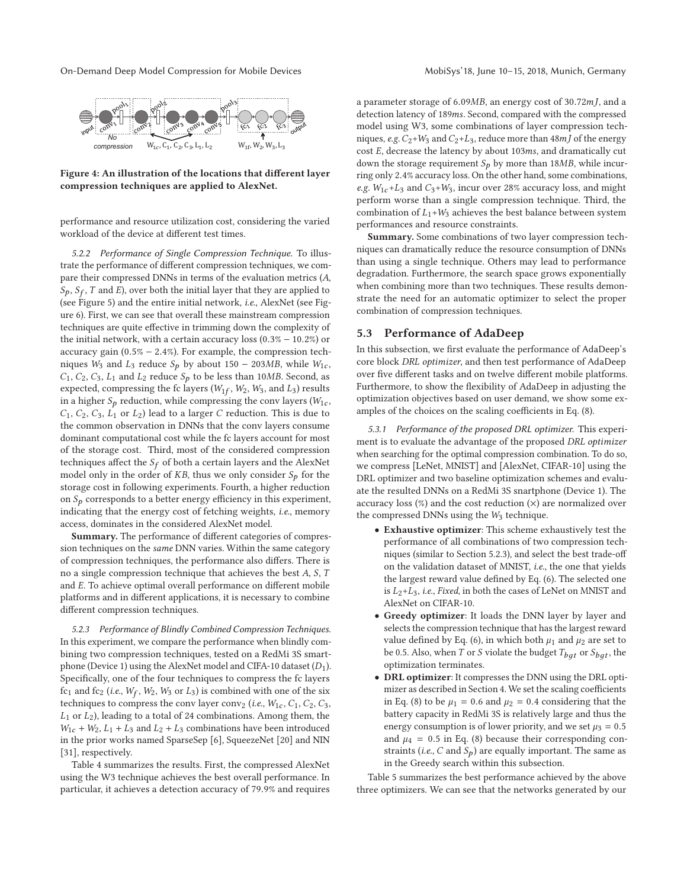Figure 4: An illustration of the locations that different layer compression techniques are applied to AlexNet.

performance and resource utilization cost, considering the varied workload of the device at different test times.

*5.2.2 Performance of Single Compression Technique.* To illustrate the performance of different compression techniques, we compare their compressed DNNs in terms of the evaluation metrics ($A$, $S_p$, $S_f$, $T$ and $E$), over both the initial layer that they are applied to (see Figure 5) and the entire initial network, *i.e.*, AlexNet (see Figure 6). First, we can see that overall these mainstream compression techniques are quite effective in trimming down the complexity of the initial network, with a certain accuracy loss ($0.3\% - 10.2\%$) or accuracy gain ($0.5\% - 2.4\%$). For example, the compression techniques $W_3$ and $L_3$ reduce $S_p$ by about $150 - 203MB$, while $W_{1c}$, $C_1$, $C_2$, $C_3$, $L_1$ and $L_2$ reduce $S_p$ to be less than $10MB$. Second, as expected, compressing the fc layers ($W_{1f}$, $W_2$, $W_3$, and $L_3$) results in a higher $S_p$ reduction, while compressing the conv layers ($W_{1c}$, $C_1$, $C_2$, $C_3$, $L_1$ or $L_2$) lead to a larger $C$ reduction. This is due to the common observation in DNNs that the conv layers consume dominant computational cost while the fc layers account for most of the storage cost. Third, most of the considered compression techniques affect the $S_f$ of both a certain layers and the AlexNet model only in the order of $KB$, thus we only consider $S_p$ for the storage cost in following experiments. Fourth, a higher reduction on $S_p$ corresponds to a better energy efficiency in this experiment, indicating that the energy cost of fetching weights, *i.e.*, memory access, dominates in the considered AlexNet model.

**Summary.** The performance of different categories of compression techniques on the *same* DNN varies. Within the same category of compression techniques, the performance also differs. There is no a single compression technique that achieves the best $A$, $S$, $T$ and $E$. To achieve optimal overall performance on different mobile platforms and in different applications, it is necessary to combine different compression techniques.

*5.2.3 Performance of Blindly Combined Compression Techniques.* In this experiment, we compare the performance when blindly combining two compression techniques, tested on a RedMi 3S smartphone (Device 1) using the AlexNet model and CIFA-10 dataset ($D_1$). Specifically, one of the four techniques to compress the fc layers fc$_1$ and fc$_2$ (*i.e.*, $W_f$, $W_2$, $W_3$ or $L_3$) is combined with one of the six techniques to compress the conv layer conv$_2$ (*i.e.*, $W_{1c}$, $C_1$, $C_2$, $C_3$, $L_1$ or $L_2$), leading to a total of 24 combinations. Among them, the $W_{1c} + W_2$, $L_1 + L_3$ and $L_2 + L_3$ combinations have been introduced in the prior works named SparseSep [6], SqueezeNet [20] and NIN [31], respectively.

Table 4 summarizes the results. First, the compressed AlexNet using the W3 technique achieves the best overall performance. In particular, it achieves a detection accuracy of 79.9% and requires a parameter storage of $6.09MB$, an energy cost of $30.72mJ$, and a detection latency of $189ms$. Second, compared with the compressed model using W3, some combinations of layer compression techniques, *e.g.* $C_2$+$W_3$ and $C_2$+$L_3$, reduce more than $48mJ$ of the energy cost $E$, decrease the latency by about $103ms$, and dramatically cut down the storage requirement $S_p$ by more than $18MB$, while incurring only 2.4% accuracy loss. On the other hand, some combinations, *e.g.* $W_{1c}$+$L_3$ and $C_3$+$W_3$, incur over 28% accuracy loss, and might perform worse than a single compression technique. Third, the combination of $L_1$+$W_3$ achieves the best balance between system performances and resource constraints.

**Summary.** Some combinations of two layer compression techniques can dramatically reduce the resource consumption of DNNs than using a single technique. Others may lead to performance degradation. Furthermore, the search space grows exponentially when combining more than two techniques. These results demonstrate the need for an automatic optimizer to select the proper combination of compression techniques.

## 5.3 Performance of AdaDeep

In this subsection, we first evaluate the performance of AdaDeep's core block *DRL optimizer*, and then test performance of AdaDeep over five different tasks and on twelve different mobile platforms. Furthermore, to show the flexibility of AdaDeep in adjusting the optimization objectives based on user demand, we show some examples of the choices on the scaling coefficients in Eq. (8).

*5.3.1 Performance of the proposed DRL optimizer.* This experiment is to evaluate the advantage of the proposed *DRL optimizer* when searching for the optimal compression combination. To do so, we compress [LeNet, MNIST] and [AlexNet, CIFAR-10] using the DRL optimizer and two baseline optimization schemes and evaluate the resulted DNNs on a RedMi 3S snartphone (Device 1). The accuracy loss (%) and the cost reduction (×) are normalized over the compressed DNNs using the $W_3$ technique.

- **Exhaustive optimizer**: This scheme exhaustively test the performance of all combinations of two compression techniques (similar to Section 5.2.3), and select the best trade-off on the validation dataset of MNIST, *i.e.*, the one that yields the largest reward value defined by Eq. (6). The selected one is $L_2$+$L_3$, *i.e.*, *Fixed*, in both the cases of LeNet on MNIST and AlexNet on CIFAR-10.
- **Greedy optimizer**: It loads the DNN layer by layer and selects the compression technique that has the largest reward value defined by Eq. (6), in which both $\mu_1$ and $\mu_2$ are set to be 0.5. Also, when $T$ or $S$ violate the budget $T_{bgt}$ or $S_{bgt}$, the optimization terminates.
- **DRL optimizer**: It compresses the DNN using the DRL optimizer as described in Section 4. We set the scaling coefficients in Eq. (8) to be $\mu_1 = 0.6$ and $\mu_2 = 0.4$ considering that the battery capacity in RedMi 3S is relatively large and thus the energy consumption is of lower priority, and we set $\mu_3 = 0.5$ and $\mu_4 = 0.5$ in Eq. (8) because their corresponding constraints (*i.e.*, $C$ and $S_p$) are equally important. The same as in the Greedy search within this subsection.

Table 5 summarizes the best performance achieved by the above three optimizers. We can see that the networks generated by our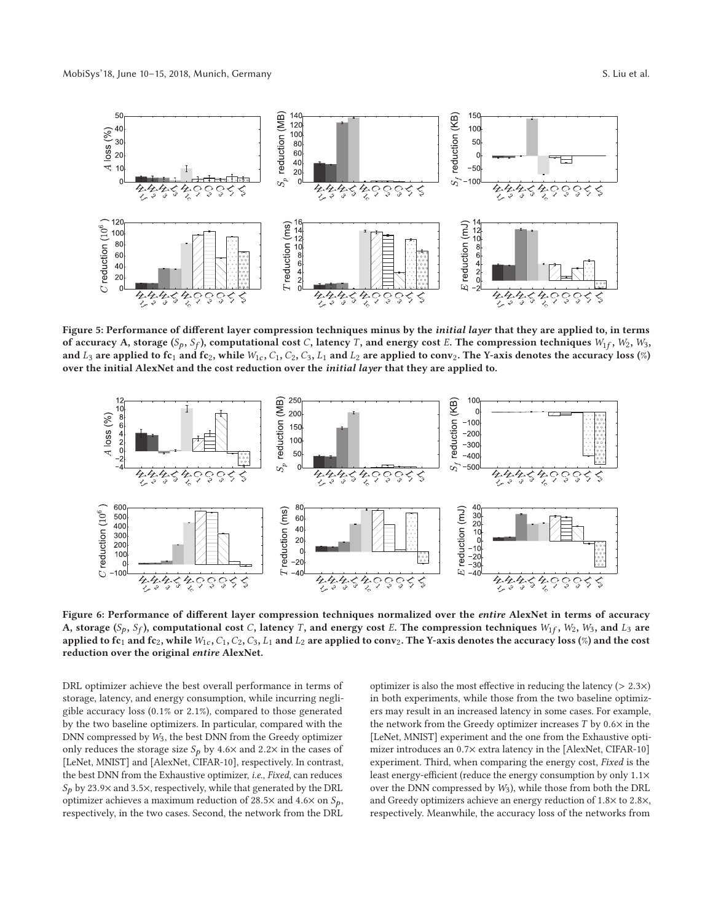**Figure 5: Performance of different layer compression techniques minus by the *initial layer* that they are applied to, in terms of accuracy A, storage ($S_p$, $S_f$), computational cost $C$, latency $T$, and energy cost $E$. The compression techniques $W_{1f}$, $W_2$, $W_3$, and $L_3$ are applied to fc$_1$ and fc$_2$, while $W_{1c}$, $C_1$, $C_2$, $C_3$, $L_1$ and $L_2$ are applied to conv$_2$. The Y-axis denotes the accuracy loss (%) over the initial AlexNet and the cost reduction over the *initial layer* that they are applied to.**

**Figure 6: Performance of different layer compression techniques normalized over the *entire* AlexNet in terms of accuracy A, storage ($S_p$, $S_f$), computational cost $C$, latency $T$, and energy cost $E$. The compression techniques $W_{1f}$, $W_2$, $W_3$, and $L_3$ are applied to fc$_1$ and fc$_2$, while $W_{1c}$, $C_1$, $C_2$, $C_3$, $L_1$ and $L_2$ are applied to conv$_2$. The Y-axis denotes the accuracy loss (%) and the cost reduction over the original *entire* AlexNet.**

DRL optimizer achieve the best overall performance in terms of storage, latency, and energy consumption, while incurring negligible accuracy loss (0.1% or 2.1%), compared to those generated by the two baseline optimizers. In particular, compared with the DNN compressed by $W_3$, the best DNN from the Greedy optimizer only reduces the storage size $S_p$ by 4.6× and 2.2× in the cases of [LeNet, MNIST] and [AlexNet, CIFAR-10], respectively. In contrast, the best DNN from the Exhaustive optimizer, *i.e.*, *Fixed*, can reduces $S_p$ by 23.9× and 3.5×, respectively, while that generated by the DRL optimizer achieves a maximum reduction of 28.5× and 4.6× on $S_p$, respectively, in the two cases. Second, the network from the DRL optimizer is also the most effective in reducing the latency (> 2.3×) in both experiments, while those from the two baseline optimizers may result in an increased latency in some cases. For example, the network from the Greedy optimizer increases $T$ by 0.6× in the [LeNet, MNIST] experiment and the one from the Exhaustive optimizer introduces an 0.7× extra latency in the [AlexNet, CIFAR-10] experiment. Third, when comparing the energy cost, *Fixed* is the least energy-efficient (reduce the energy consumption by only 1.1× over the DNN compressed by $W_3$), while those from both the DRL and Greedy optimizers achieve an energy reduction of 1.8× to 2.8×, respectively. Meanwhile, the accuracy loss of the networks from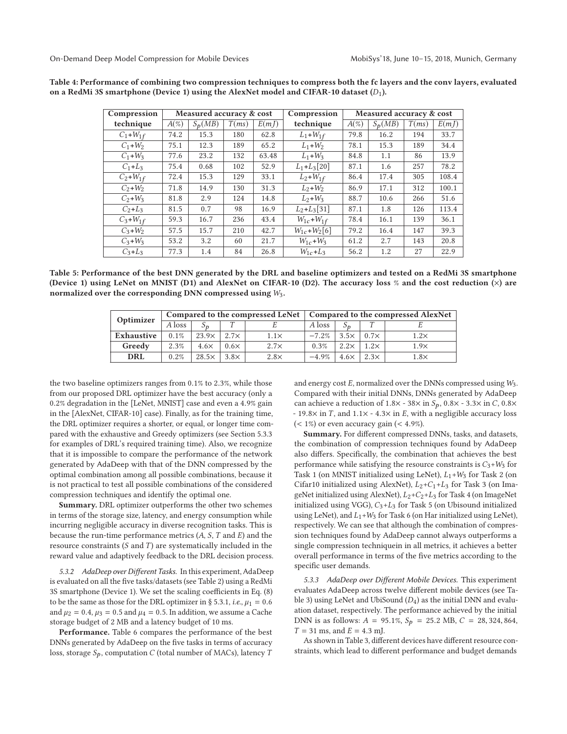**Table 4: Performance of combining two compression techniques to compress both the fc layers and the conv layers, evaluated on a RedMi 3S smartphone (Device 1) using the AlexNet model and CIFAR-10 dataset ($D_1$).**

| Compression technique | Measured accuracy & cost | | | | Compression technique | Measured accuracy & cost | | | |
|---|---|---|---|---|---|---|---|---|---|
| | $A(\%)$ | $S_p(MB)$ | $T(ms)$ | $E(mJ)$ | | $A(\%)$ | $S_p(MB)$ | $T(ms)$ | $E(mJ)$ |
| $C_1$+$W_{1f}$ | 74.2 | 15.3 | 180 | 62.8 | $L_1$+$W_{1f}$ | 79.8 | 16.2 | 194 | 33.7 |
| $C_1$+$W_2$ | 75.1 | 12.3 | 189 | 65.2 | $L_1$+$W_2$ | 78.1 | 15.3 | 189 | 34.4 |
| $C_1$+$W_3$ | 77.6 | 23.2 | 132 | 63.48 | $L_1$+$W_3$ | 84.8 | 1.1 | 86 | 13.9 |
| $C_1$+$L_3$ | 75.4 | 0.68 | 102 | 52.9 | $L_1$+$L_3$[20] | 87.1 | 1.6 | 257 | 78.2 |
| $C_2$+$W_{1f}$ | 72.4 | 15.3 | 129 | 33.1 | $L_2$+$W_{1f}$ | 86.4 | 17.4 | 305 | 108.4 |
| $C_2$+$W_2$ | 71.8 | 14.9 | 130 | 31.3 | $L_2$+$W_2$ | 86.9 | 17.1 | 312 | 100.1 |
| $C_2$+$W_3$ | 81.8 | 2.9 | 124 | 14.8 | $L_2$+$W_3$ | 88.7 | 10.6 | 266 | 51.6 |
| $C_2$+$L_3$ | 81.5 | 0.7 | 98 | 16.9 | $L_2$+$L_3$[31] | 87.1 | 1.8 | 126 | 113.4 |
| $C_3$+$W_{1f}$ | 59.3 | 16.7 | 236 | 43.4 | $W_{1c}$+$W_{1f}$ | 78.4 | 16.1 | 139 | 36.1 |
| $C_3$+$W_2$ | 57.5 | 15.7 | 210 | 42.7 | $W_{1c}$+$W_2$[6] | 79.2 | 16.4 | 147 | 39.3 |
| $C_3$+$W_3$ | 53.2 | 3.2 | 60 | 21.7 | $W_{1c}$+$W_3$ | 61.2 | 2.7 | 143 | 20.8 |
| $C_3$+$L_3$ | 77.3 | 1.4 | 84 | 26.8 | $W_{1c}$+$L_3$ | 56.2 | 1.2 | 27 | 22.9 |

**Table 5: Performance of the best DNN generated by the DRL and baseline optimizers and tested on a RedMi 3S smartphone (Device 1) using LeNet on MNIST (D1) and AlexNet on CIFAR-10 (D2). The accuracy loss % and the cost reduction (×) are normalized over the corresponding DNN compressed using $W_3$.**

| Optimizer | Compared to the compressed LeNet | | | | Compared to the compressed AlexNet | | | |
|---|---|---|---|---|---|---|---|---|
| | $A$ loss | $S_p$ | $T$ | $E$ | $A$ loss | $S_p$ | $T$ | $E$ |
| **Exhaustive** | 0.1% | 23.9× | 2.7× | 1.1× | −7.2% | 3.5× | 0.7× | 1.2× |
| **Greedy** | 2.3% | 4.6× | 0.6× | 2.7× | 0.3% | 2.2× | 1.2× | 1.9× |
| **DRL** | 0.2% | 28.5× | 3.8× | 2.8× | −4.9% | 4.6× | 2.3× | 1.8× |

the two baseline optimizers ranges from 0.1% to 2.3%, while those from our proposed DRL optimizer have the best accuracy (only a 0.2% degradation in the [LeNet, MNIST] case and even a 4.9% gain in the [AlexNet, CIFAR-10] case). Finally, as for the training time, the DRL optimizer requires a shorter, or equal, or longer time compared with the exhaustive and Greedy optimizers (see Section 5.3.3 for examples of DRL's required training time). Also, we recognize that it is impossible to compare the performance of the network generated by AdaDeep with that of the DNN compressed by the optimal combination among all possible combinations, because it is not practical to test all possible combinations of the considered compression techniques and identify the optimal one.

**Summary.** DRL optimizer outperforms the other two schemes in terms of the storage size, latency, and energy consumption while incurring negligible accuracy in diverse recognition tasks. This is because the run-time performance metrics ($A$, $S$, $T$ and $E$) and the resource constraints ($S$ and $T$) are systematically included in the reward value and adaptively feedback to the DRL decision process.

*5.3.2 AdaDeep over Different Tasks.* In this experiment, AdaDeep is evaluated on all the five tasks/datasets (see Table 2) using a RedMi 3S smartphone (Device 1). We set the scaling coefficients in Eq. (8) to be the same as those for the DRL optimizer in § 5.3.1, *i.e.*, $\mu_1 = 0.6$ and $\mu_2 = 0.4$, $\mu_3 = 0.5$ and $\mu_4 = 0.5$. In addition, we assume a Cache storage budget of 2 MB and a latency budget of 10 ms.

**Performance.** Table 6 compares the performance of the best DNNs generated by AdaDeep on the five tasks in terms of accuracy loss, storage $S_p$, computation $C$ (total number of MACs), latency $T$ and energy cost $E$, normalized over the DNNs compressed using $W_3$. Compared with their initial DNNs, DNNs generated by AdaDeep can achieve a reduction of 1.8× - 38× in $S_p$, 0.8× - 3.3× in $C$, 0.8× - 19.8× in $T$, and 1.1× - 4.3× in $E$, with a negligible accuracy loss (< 1%) or even accuracy gain (< 4.9%).

**Summary.** For different compressed DNNs, tasks, and datasets, the combination of compression techniques found by AdaDeep also differs. Specifically, the combination that achieves the best performance while satisfying the resource constraints is $C_3$+$W_3$ for Task 1 (on MNIST initialized using LeNet), $L_1$+$W_3$ for Task 2 (on Cifar10 initialized using AlexNet), $L_2$+$C_1$+$L_3$ for Task 3 (on ImageNet initialized using AlexNet), $L_2$+$C_2$+$L_3$ for Task 4 (on ImageNet initialized using VGG), $C_3$+$L_3$ for Task 5 (on Ubisound initialized using LeNet), and $L_1$+$W_3$ for Task 6 (on Har initialized using LeNet), respectively. We can see that although the combination of compression techniques found by AdaDeep cannot always outperforms a single compression techniquein in all metrics, it achieves a better overall performance in terms of the five metrics according to the specific user demands.

*5.3.3 AdaDeep over Different Mobile Devices.* This experiment evaluates AdaDeep across twelve different mobile devices (see Table 3) using LeNet and UbiSound ($D_4$) as the initial DNN and evaluation dataset, respectively. The performance achieved by the initial DNN is as follows: $A = 95.1\%$, $S_p = 25.2$ MB, $C = 28,324,864$, $T = 31$ ms, and $E = 4.3$ mJ.

As shown in Table 3, different devices have different resource constraints, which lead to different performance and budget demands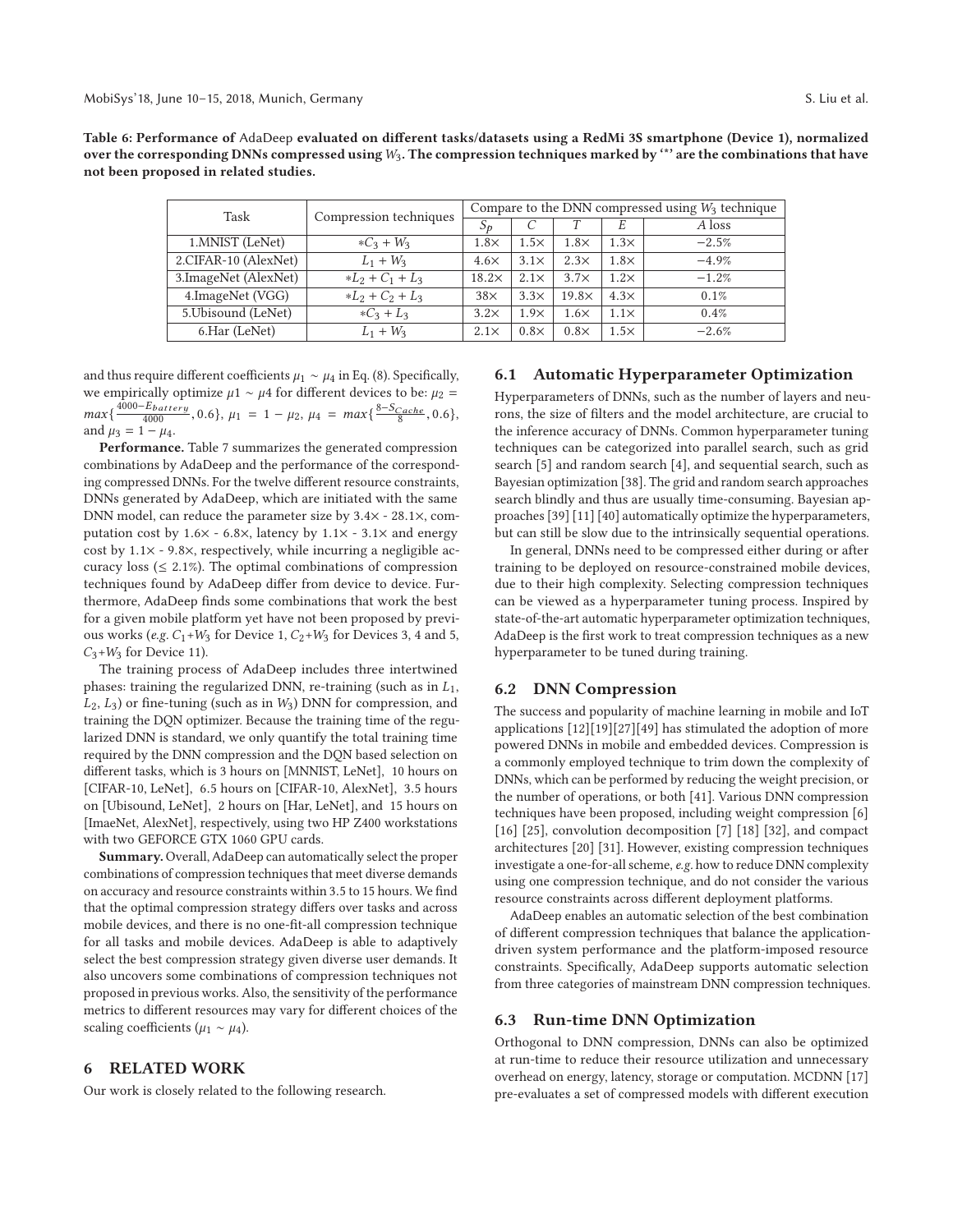**Table 6: Performance of AdaDeep evaluated on different tasks/datasets using a RedMi 3S smartphone (Device 1), normalized over the corresponding DNNs compressed using $W_3$. The compression techniques marked by '*' are the combinations that have not been proposed in related studies.**

| Task | Compression techniques | Compare to the DNN compressed using $W_3$ technique | | | | |
|---|---|---|---|---|---|---|
| | | $S_p$ | $C$ | $T$ | $E$ | $A$ loss |
| 1.MNIST (LeNet) | $*C_3 + W_3$ | 1.8× | 1.5× | 1.8× | 1.3× | −2.5% |
| 2.CIFAR-10 (AlexNet) | $L_1 + W_3$ | 4.6× | 3.1× | 2.3× | 1.8× | −4.9% |
| 3.ImageNet (AlexNet) | $*L_2 + C_1 + L_3$ | 18.2× | 2.1× | 3.7× | 1.2× | −1.2% |
| 4.ImageNet (VGG) | $*L_2 + C_2 + L_3$ | 38× | 3.3× | 19.8× | 4.3× | 0.1% |
| 5.Ubisound (LeNet) | $*C_3 + L_3$ | 3.2× | 1.9× | 1.6× | 1.1× | 0.4% |
| 6.Har (LeNet) | $L_1 + W_3$ | 2.1× | 0.8× | 0.8× | 1.5× | −2.6% |

and thus require different coefficients $\mu_1 \sim \mu_4$ in Eq. (8). Specifically, we empirically optimize $\mu 1 \sim \mu 4$ for different devices to be: $\mu_2 = max\{\frac{4000-E_{battery}}{4000}, 0.6\}$, $\mu_1 = 1 - \mu_2$, $\mu_4 = max\{\frac{8-S_{Cache}}{8}, 0.6\}$, and $\mu_3 = 1 - \mu_4$.

**Performance.** Table 7 summarizes the generated compression combinations by AdaDeep and the performance of the corresponding compressed DNNs. For the twelve different resource constraints, DNNs generated by AdaDeep, which are initiated with the same DNN model, can reduce the parameter size by 3.4× - 28.1×, computation cost by 1.6× - 6.8×, latency by 1.1× - 3.1× and energy cost by 1.1× - 9.8×, respectively, while incurring a negligible accuracy loss (≤ 2.1%). The optimal combinations of compression techniques found by AdaDeep differ from device to device. Furthermore, AdaDeep finds some combinations that work the best for a given mobile platform yet have not been proposed by previous works (*e.g.* $C_1$+$W_3$ for Device 1, $C_2$+$W_3$ for Devices 3, 4 and 5, $C_3$+$W_3$ for Device 11).

The training process of AdaDeep includes three intertwined phases: training the regularized DNN, re-training (such as in $L_1$, $L_2$, $L_3$) or fine-tuning (such as in $W_3$) DNN for compression, and training the DQN optimizer. Because the training time of the regularized DNN is standard, we only quantify the total training time required by the DNN compression and the DQN based selection on different tasks, which is 3 hours on [MNNIST, LeNet], 10 hours on [CIFAR-10, LeNet], 6.5 hours on [CIFAR-10, AlexNet], 3.5 hours on [Ubisound, LeNet], 2 hours on [Har, LeNet], and 15 hours on [ImaeNet, AlexNet], respectively, using two HP Z400 workstations with two GEFORCE GTX 1060 GPU cards.

**Summary.** Overall, AdaDeep can automatically select the proper combinations of compression techniques that meet diverse demands on accuracy and resource constraints within 3.5 to 15 hours. We find that the optimal compression strategy differs over tasks and across mobile devices, and there is no one-fit-all compression technique for all tasks and mobile devices. AdaDeep is able to adaptively select the best compression strategy given diverse user demands. It also uncovers some combinations of compression techniques not proposed in previous works. Also, the sensitivity of the performance metrics to different resources may vary for different choices of the scaling coefficients ($\mu_1 \sim \mu_4$).

## 6 RELATED WORK

Our work is closely related to the following research.

### 6.1 Automatic Hyperparameter Optimization

Hyperparameters of DNNs, such as the number of layers and neurons, the size of filters and the model architecture, are crucial to the inference accuracy of DNNs. Common hyperparameter tuning techniques can be categorized into parallel search, such as grid search [5] and random search [4], and sequential search, such as Bayesian optimization [38]. The grid and random search approaches search blindly and thus are usually time-consuming. Bayesian approaches [39] [11] [40] automatically optimize the hyperparameters, but can still be slow due to the intrinsically sequential operations.

In general, DNNs need to be compressed either during or after training to be deployed on resource-constrained mobile devices, due to their high complexity. Selecting compression techniques can be viewed as a hyperparameter tuning process. Inspired by state-of-the-art automatic hyperparameter optimization techniques, AdaDeep is the first work to treat compression techniques as a new hyperparameter to be tuned during training.

### 6.2 DNN Compression

The success and popularity of machine learning in mobile and IoT applications [12][19][27][49] has stimulated the adoption of more powered DNNs in mobile and embedded devices. Compression is a commonly employed technique to trim down the complexity of DNNs, which can be performed by reducing the weight precision, or the number of operations, or both [41]. Various DNN compression techniques have been proposed, including weight compression [6] [16] [25], convolution decomposition [7] [18] [32], and compact architectures [20] [31]. However, existing compression techniques investigate a one-for-all scheme, *e.g.* how to reduce DNN complexity using one compression technique, and do not consider the various resource constraints across different deployment platforms.

AdaDeep enables an automatic selection of the best combination of different compression techniques that balance the application-driven system performance and the platform-imposed resource constraints. Specifically, AdaDeep supports automatic selection from three categories of mainstream DNN compression techniques.

### 6.3 Run-time DNN Optimization

Orthogonal to DNN compression, DNNs can also be optimized at run-time to reduce their resource utilization and unnecessary overhead on energy, latency, storage or computation. MCDNN [17] pre-evaluates a set of compressed models with different execution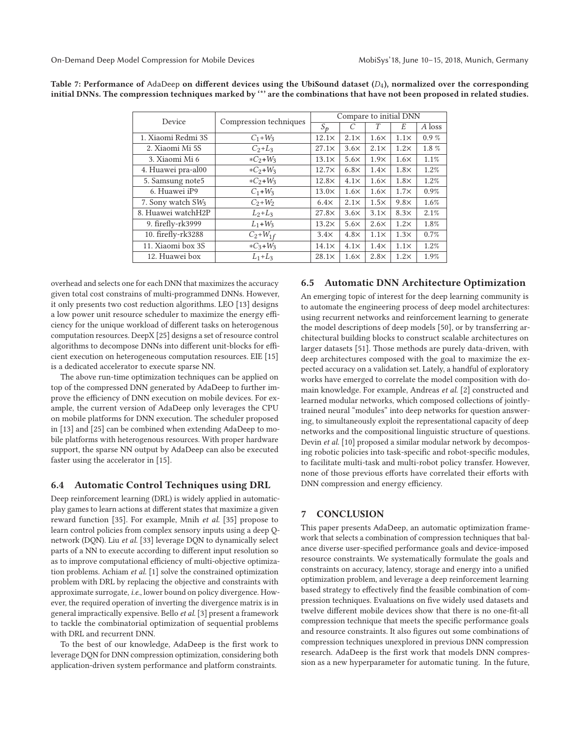**Table 7: Performance of** AdaDeep **on different devices using the UbiSound dataset ($D_4$), normalized over the corresponding initial DNNs. The compression techniques marked by '*' are the combinations that have not been proposed in related studies.**

| Device | Compression techniques | Compare to initial DNN | | | | |
|---|---|---|---|---|---|---|
| | | $S_p$ | $C$ | $T$ | $E$ | $A$ loss |
| 1. Xiaomi Redmi 3S | $C_1$+$W_3$ | 12.1× | 2.1× | 1.6× | 1.1× | 0.9 % |
| 2. Xiaomi Mi 5S | $C_2$+$L_3$ | 27.1× | 3.6× | 2.1× | 1.2× | 1.8 % |
| 3. Xiaomi Mi 6 | *$C_2$+$W_3$ | 13.1× | 5.6× | 1.9× | 1.6× | 1.1% |
| 4. Huawei pra-al00 | *$C_2$+$W_3$ | 12.7× | 6.8× | 1.4× | 1.8× | 1.2% |
| 5. Samsung note5 | *$C_2$+$W_3$ | 12.8× | 4.1× | 1.6× | 1.8× | 1.2% |
| 6. Huawei iP9 | $C_1$+$W_3$ | 13.0× | 1.6× | 1.6× | 1.7× | 0.9% |
| 7. Sony watch $SW_3$ | $C_2$+$W_2$ | 6.4× | 2.1× | 1.5× | 9.8× | 1.6% |
| 8. Huawei watchH2P | $L_2$+$L_3$ | 27.8× | 3.6× | 3.1× | 8.3× | 2.1% |
| 9. firefly-rk3999 | $L_1$+$W_3$ | 13.2× | 5.6× | 2.6× | 1.2× | 1.8% |
| 10. firefly-rk3288 | $C_2$+$W_{1f}$ | 3.4× | 4.8× | 1.1× | 1.3× | 0.7% |
| 11. Xiaomi box 3S | *$C_3$+$W_3$ | 14.1× | 4.1× | 1.4× | 1.1× | 1.2% |
| 12. Huawei box | $L_1$+$L_3$ | 28.1× | 1.6× | 2.8× | 1.2× | 1.9% |

overhead and selects one for each DNN that maximizes the accuracy given total cost constrains of multi-programmed DNNs. However, it only presents two cost reduction algorithms. LEO [13] designs a low power unit resource scheduler to maximize the energy efficiency for the unique workload of different tasks on heterogenous computation resources. DeepX [25] designs a set of resource control algorithms to decompose DNNs into different unit-blocks for efficient execution on heterogeneous computation resources. EIE [15] is a dedicated accelerator to execute sparse NN.

The above run-time optimization techniques can be applied on top of the compressed DNN generated by AdaDeep to further improve the efficiency of DNN execution on mobile devices. For example, the current version of AdaDeep only leverages the CPU on mobile platforms for DNN execution. The scheduler proposed in [13] and [25] can be combined when extending AdaDeep to mobile platforms with heterogenous resources. With proper hardware support, the sparse NN output by AdaDeep can also be executed faster using the accelerator in [15].

### 6.4 Automatic Control Techniques using DRL

Deep reinforcement learning (DRL) is widely applied in automatic-play games to learn actions at different states that maximize a given reward function [35]. For example, Mnih *et al.* [35] propose to learn control policies from complex sensory inputs using a deep Q-network (DQN). Liu *et al.* [33] leverage DQN to dynamically select parts of a NN to execute according to different input resolution so as to improve computational efficiency of multi-objective optimization problems. Achiam *et al.* [1] solve the constrained optimization problem with DRL by replacing the objective and constraints with approximate surrogate, *i.e.*, lower bound on policy divergence. However, the required operation of inverting the divergence matrix is in general impractically expensive. Bello *et al.* [3] present a framework to tackle the combinatorial optimization of sequential problems with DRL and recurrent DNN.

To the best of our knowledge, AdaDeep is the first work to leverage DQN for DNN compression optimization, considering both application-driven system performance and platform constraints.

### 6.5 Automatic DNN Architecture Optimization

An emerging topic of interest for the deep learning community is to automate the engineering process of deep model architectures: using recurrent networks and reinforcement learning to generate the model descriptions of deep models [50], or by transferring architectural building blocks to construct scalable architectures on larger datasets [51]. Those methods are purely data-driven, with deep architectures composed with the goal to maximize the expected accuracy on a validation set. Lately, a handful of exploratory works have emerged to correlate the model composition with domain knowledge. For example, Andreas *et al.* [2] constructed and learned modular networks, which composed collections of jointly-trained neural "modules" into deep networks for question answering, to simultaneously exploit the representational capacity of deep networks and the compositional linguistic structure of questions. Devin *et al.* [10] proposed a similar modular network by decomposing robotic policies into task-specific and robot-specific modules, to facilitate multi-task and multi-robot policy transfer. However, none of those previous efforts have correlated their efforts with DNN compression and energy efficiency.

## 7 CONCLUSION

This paper presents AdaDeep, an automatic optimization framework that selects a combination of compression techniques that balance diverse user-specified performance goals and device-imposed resource constraints. We systematically formulate the goals and constraints on accuracy, latency, storage and energy into a unified optimization problem, and leverage a deep reinforcement learning based strategy to effectively find the feasible combination of compression techniques. Evaluations on five widely used datasets and twelve different mobile devices show that there is no one-fit-all compression technique that meets the specific performance goals and resource constraints. It also figures out some combinations of compression techniques unexplored in previous DNN compression research. AdaDeep is the first work that models DNN compression as a new hyperparameter for automatic tuning. In the future,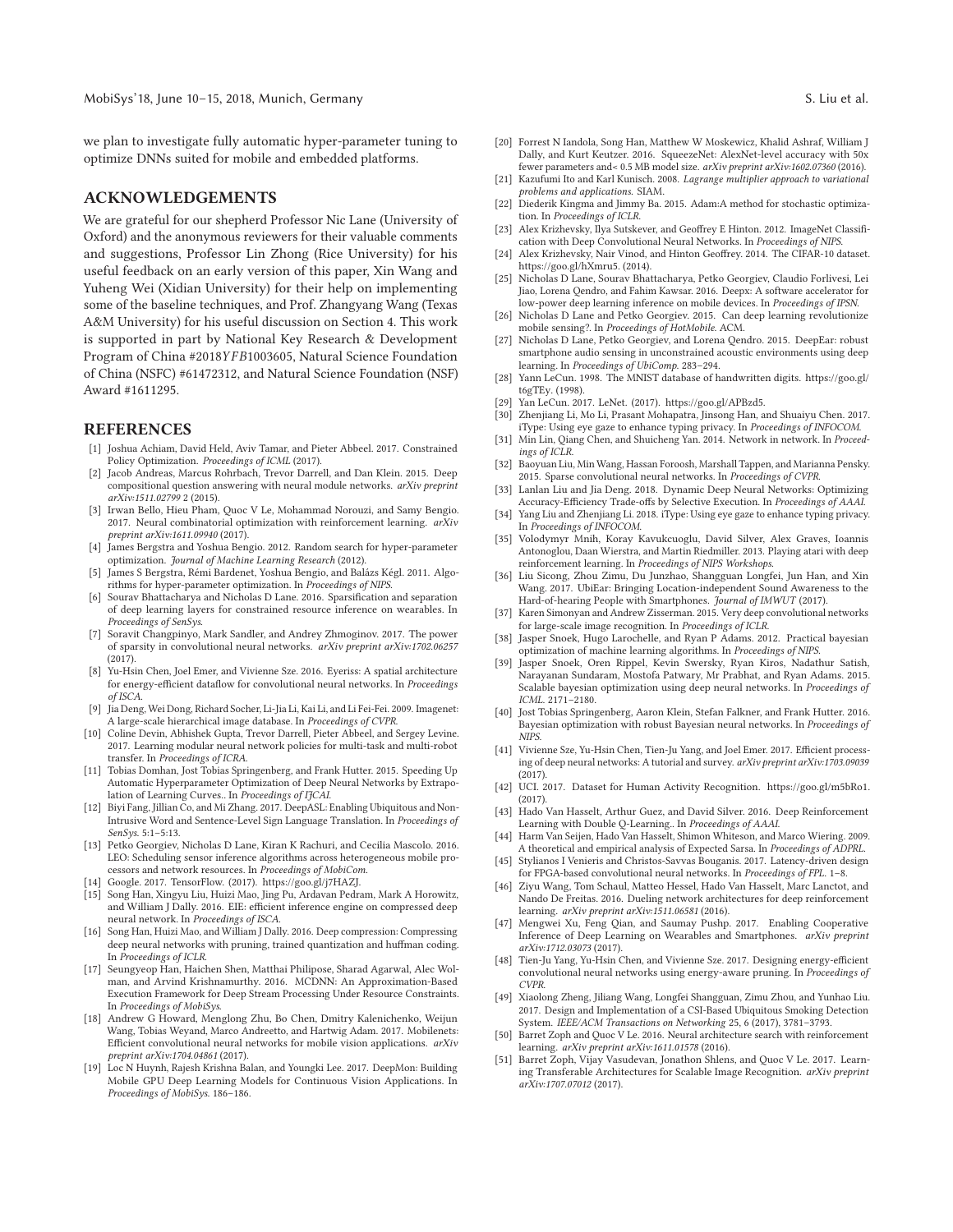we plan to investigate fully automatic hyper-parameter tuning to optimize DNNs suited for mobile and embedded platforms.

## ACKNOWLEDGEMENTS

We are grateful for our shepherd Professor Nic Lane (University of Oxford) and the anonymous reviewers for their valuable comments and suggestions, Professor Lin Zhong (Rice University) for his useful feedback on an early version of this paper, Xin Wang and Yuheng Wei (Xidian University) for their help on implementing some of the baseline techniques, and Prof. Zhangyang Wang (Texas A&M University) for his useful discussion on Section 4. This work is supported in part by National Key Research & Development Program of China #2018*YFB*1003605, Natural Science Foundation of China (NSFC) #61472312, and Natural Science Foundation (NSF) Award #1611295.

## REFERENCES

- [1] Joshua Achiam, David Held, Aviv Tamar, and Pieter Abbeel. 2017. Constrained Policy Optimization. *Proceedings of ICML* (2017).
- [2] Jacob Andreas, Marcus Rohrbach, Trevor Darrell, and Dan Klein. 2015. Deep compositional question answering with neural module networks. *arXiv preprint arXiv:1511.02799* 2 (2015).
- [3] Irwan Bello, Hieu Pham, Quoc V Le, Mohammad Norouzi, and Samy Bengio. 2017. Neural combinatorial optimization with reinforcement learning. *arXiv preprint arXiv:1611.09940* (2017).
- [4] James Bergstra and Yoshua Bengio. 2012. Random search for hyper-parameter optimization. *Journal of Machine Learning Research* (2012).
- [5] James S Bergstra, Rémi Bardenet, Yoshua Bengio, and Balázs Kégl. 2011. Algorithms for hyper-parameter optimization. In *Proceedings of NIPS*.
- [6] Sourav Bhattacharya and Nicholas D Lane. 2016. Sparsification and separation of deep learning layers for constrained resource inference on wearables. In *Proceedings of SenSys*.
- [7] Soravit Changpinyo, Mark Sandler, and Andrey Zhmoginov. 2017. The power of sparsity in convolutional neural networks. *arXiv preprint arXiv:1702.06257* (2017).
- [8] Yu-Hsin Chen, Joel Emer, and Vivienne Sze. 2016. Eyeriss: A spatial architecture for energy-efficient dataflow for convolutional neural networks. In *Proceedings of ISCA*.
- [9] Jia Deng, Wei Dong, Richard Socher, Li-Jia Li, Kai Li, and Li Fei-Fei. 2009. Imagenet: A large-scale hierarchical image database. In *Proceedings of CVPR*.
- [10] Coline Devin, Abhishek Gupta, Trevor Darrell, Pieter Abbeel, and Sergey Levine. 2017. Learning modular neural network policies for multi-task and multi-robot transfer. In *Proceedings of ICRA*.
- [11] Tobias Domhan, Jost Tobias Springenberg, and Frank Hutter. 2015. Speeding Up Automatic Hyperparameter Optimization of Deep Neural Networks by Extrapolation of Learning Curves.. In *Proceedings of IJCAI*.
- [12] Biyi Fang, Jillian Co, and Mi Zhang. 2017. DeepASL: Enabling Ubiquitous and Non-Intrusive Word and Sentence-Level Sign Language Translation. In *Proceedings of SenSys*. 5:1–5:13.
- [13] Petko Georgiev, Nicholas D Lane, Kiran K Rachuri, and Cecilia Mascolo. 2016. LEO: Scheduling sensor inference algorithms across heterogeneous mobile processors and network resources. In *Proceedings of MobiCom*.
- [14] Google. 2017. TensorFlow. (2017). https://goo.gl/j7HAZJ.
- [15] Song Han, Xingyu Liu, Huizi Mao, Jing Pu, Ardavan Pedram, Mark A Horowitz, and William J Dally. 2016. EIE: efficient inference engine on compressed deep neural network. In *Proceedings of ISCA*.
- [16] Song Han, Huizi Mao, and William J Dally. 2016. Deep compression: Compressing deep neural networks with pruning, trained quantization and huffman coding. In *Proceedings of ICLR*.
- [17] Seungyeop Han, Haichen Shen, Matthai Philipose, Sharad Agarwal, Alec Wolman, and Arvind Krishnamurthy. 2016. MCDNN: An Approximation-Based Execution Framework for Deep Stream Processing Under Resource Constraints. In *Proceedings of MobiSys*.
- [18] Andrew G Howard, Menglong Zhu, Bo Chen, Dmitry Kalenichenko, Weijun Wang, Tobias Weyand, Marco Andreetto, and Hartwig Adam. 2017. Mobilenets: Efficient convolutional neural networks for mobile vision applications. *arXiv preprint arXiv:1704.04861* (2017).
- [19] Loc N Huynh, Rajesh Krishna Balan, and Youngki Lee. 2017. DeepMon: Building Mobile GPU Deep Learning Models for Continuous Vision Applications. In *Proceedings of MobiSys*. 186–186.
- [20] Forrest N Iandola, Song Han, Matthew W Moskewicz, Khalid Ashraf, William J Dally, and Kurt Keutzer. 2016. SqueezeNet: AlexNet-level accuracy with 50x fewer parameters and< 0.5 MB model size. *arXiv preprint arXiv:1602.07360* (2016).
- [21] Kazufumi Ito and Karl Kunisch. 2008. *Lagrange multiplier approach to variational problems and applications*. SIAM.
- [22] Diederik Kingma and Jimmy Ba. 2015. Adam:A method for stochastic optimization. In *Proceedings of ICLR*.
- [23] Alex Krizhevsky, Ilya Sutskever, and Geoffrey E Hinton. 2012. ImageNet Classification with Deep Convolutional Neural Networks. In *Proceedings of NIPS*.
- [24] Alex Krizhevsky, Nair Vinod, and Hinton Geoffrey. 2014. The CIFAR-10 dataset. https://goo.gl/hXmru5. (2014).
- [25] Nicholas D Lane, Sourav Bhattacharya, Petko Georgiev, Claudio Forlivesi, Lei Jiao, Lorena Qendro, and Fahim Kawsar. 2016. Deepx: A software accelerator for low-power deep learning inference on mobile devices. In *Proceedings of IPSN*.
- [26] Nicholas D Lane and Petko Georgiev. 2015. Can deep learning revolutionize mobile sensing?. In *Proceedings of HotMobile*. ACM.
- [27] Nicholas D Lane, Petko Georgiev, and Lorena Qendro. 2015. DeepEar: robust smartphone audio sensing in unconstrained acoustic environments using deep learning. In *Proceedings of UbiComp*. 283–294.
- [28] Yann LeCun. 1998. The MNIST database of handwritten digits. https://goo.gl/t6gTEy. (1998).
- [29] Yan LeCun. 2017. LeNet. (2017). https://goo.gl/APBzd5.
- [30] Zhenjiang Li, Mo Li, Prasant Mohapatra, Jinsong Han, and Shuaiyu Chen. 2017. iType: Using eye gaze to enhance typing privacy. In *Proceedings of INFOCOM*.
- [31] Min Lin, Qiang Chen, and Shuicheng Yan. 2014. Network in network. In *Proceedings of ICLR*.
- [32] Baoyuan Liu, Min Wang, Hassan Foroosh, Marshall Tappen, and Marianna Pensky. 2015. Sparse convolutional neural networks. In *Proceedings of CVPR*.
- [33] Lanlan Liu and Jia Deng. 2018. Dynamic Deep Neural Networks: Optimizing Accuracy-Efficiency Trade-offs by Selective Execution. In *Proceedings of AAAI*.
- [34] Yang Liu and Zhenjiang Li. 2018. iType: Using eye gaze to enhance typing privacy. In *Proceedings of INFOCOM*.
- [35] Volodymyr Mnih, Koray Kavukcuoglu, David Silver, Alex Graves, Ioannis Antonoglou, Daan Wierstra, and Martin Riedmiller. 2013. Playing atari with deep reinforcement learning. In *Proceedings of NIPS Workshops*.
- [36] Liu Sicong, Zhou Zimu, Du Junzhao, Shangguan Longfei, Jun Han, and Xin Wang. 2017. UbiEar: Bringing Location-independent Sound Awareness to the Hard-of-hearing People with Smartphones. *Journal of IMWUT* (2017).
- [37] Karen Simonyan and Andrew Zisserman. 2015. Very deep convolutional networks for large-scale image recognition. In *Proceedings of ICLR*.
- [38] Jasper Snoek, Hugo Larochelle, and Ryan P Adams. 2012. Practical bayesian optimization of machine learning algorithms. In *Proceedings of NIPS*.
- [39] Jasper Snoek, Oren Rippel, Kevin Swersky, Ryan Kiros, Nadathur Satish, Narayanan Sundaram, Mostofa Patwary, Mr Prabhat, and Ryan Adams. 2015. Scalable bayesian optimization using deep neural networks. In *Proceedings of ICML*. 2171–2180.
- [40] Jost Tobias Springenberg, Aaron Klein, Stefan Falkner, and Frank Hutter. 2016. Bayesian optimization with robust Bayesian neural networks. In *Proceedings of NIPS*.
- [41] Vivienne Sze, Yu-Hsin Chen, Tien-Ju Yang, and Joel Emer. 2017. Efficient processing of deep neural networks: A tutorial and survey. *arXiv preprint arXiv:1703.09039* (2017).
- [42] UCI. 2017. Dataset for Human Activity Recognition. https://goo.gl/m5bRo1. (2017).
- [43] Hado Van Hasselt, Arthur Guez, and David Silver. 2016. Deep Reinforcement Learning with Double Q-Learning.. In *Proceedings of AAAI*.
- [44] Harm Van Seijen, Hado Van Hasselt, Shimon Whiteson, and Marco Wiering. 2009. A theoretical and empirical analysis of Expected Sarsa. In *Proceedings of ADPRL*.
- [45] Stylianos I Venieris and Christos-Savvas Bouganis. 2017. Latency-driven design for FPGA-based convolutional neural networks. In *Proceedings of FPL*. 1–8.
- [46] Ziyu Wang, Tom Schaul, Matteo Hessel, Hado Van Hasselt, Marc Lanctot, and Nando De Freitas. 2016. Dueling network architectures for deep reinforcement learning. *arXiv preprint arXiv:1511.06581* (2016).
- [47] Mengwei Xu, Feng Qian, and Saumay Pushp. 2017. Enabling Cooperative Inference of Deep Learning on Wearables and Smartphones. *arXiv preprint arXiv:1712.03073* (2017).
- [48] Tien-Ju Yang, Yu-Hsin Chen, and Vivienne Sze. 2017. Designing energy-efficient convolutional neural networks using energy-aware pruning. In *Proceedings of CVPR*.
- [49] Xiaolong Zheng, Jiliang Wang, Longfei Shangguan, Zimu Zhou, and Yunhao Liu. 2017. Design and Implementation of a CSI-Based Ubiquitous Smoking Detection System. *IEEE/ACM Transactions on Networking* 25, 6 (2017), 3781–3793.
- [50] Barret Zoph and Quoc V Le. 2016. Neural architecture search with reinforcement learning. *arXiv preprint arXiv:1611.01578* (2016).
- [51] Barret Zoph, Vijay Vasudevan, Jonathon Shlens, and Quoc V Le. 2017. Learning Transferable Architectures for Scalable Image Recognition. *arXiv preprint arXiv:1707.07012* (2017).